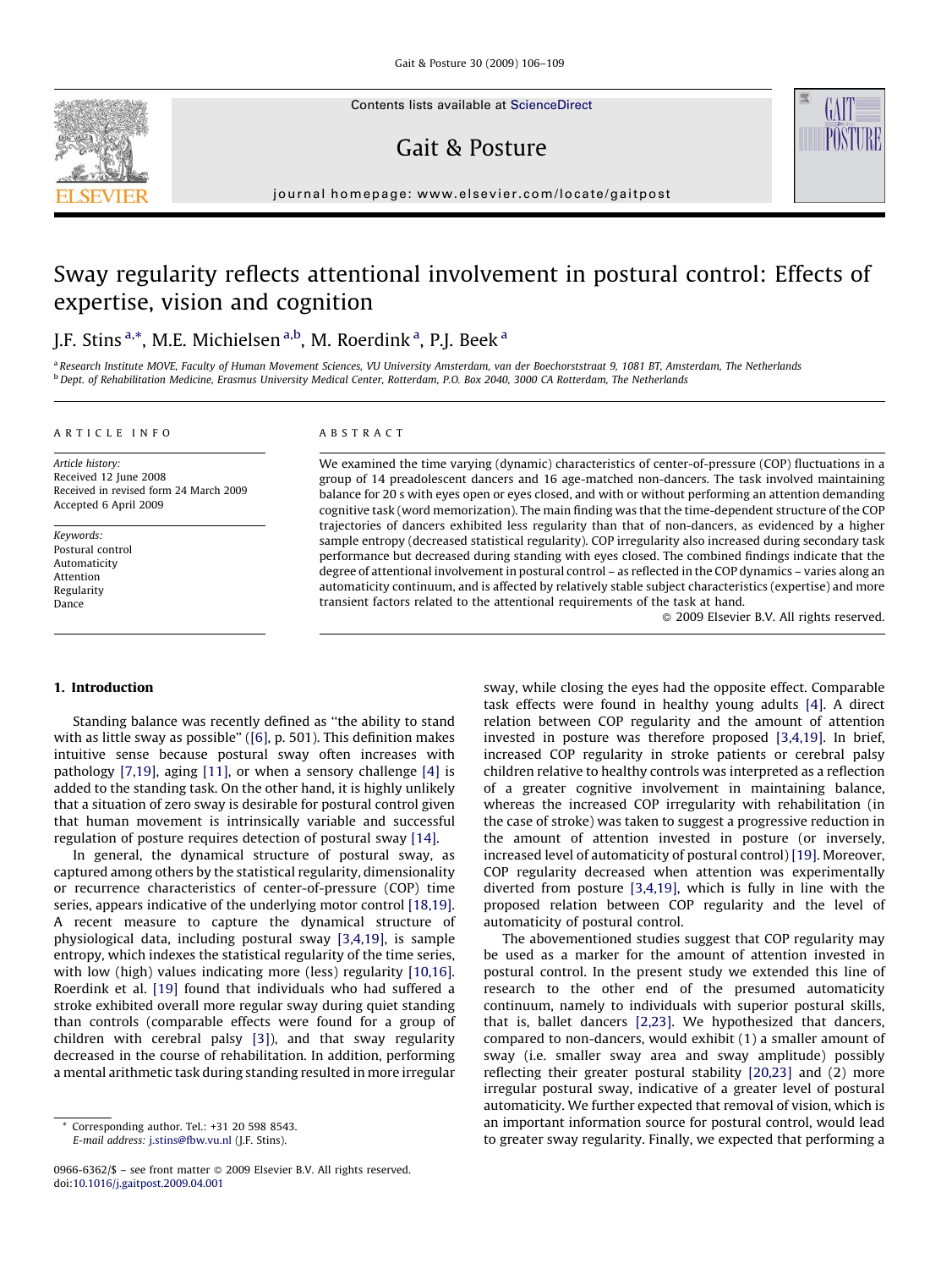# Sway regularity reflects attentional involvement in postural control: Effects of expertise, vision and cognition

J.F. Stins [a,*], M.E. Michielsen [a,b], M. Roerdink [a], P.J. Beek [a]

[a] Research Institute MOVE, Faculty of Human Movement Sciences, VU University Amsterdam, van der Boechorststraat 9, 1081 BT, Amsterdam, The Netherlands
[b] Dept. of Rehabilitation Medicine, Erasmus University Medical Center, Rotterdam, P.O. Box 2040, 3000 CA Rotterdam, The Netherlands

## ARTICLE INFO

*Article history:*
Received 12 June 2008
Received in revised form 24 March 2009
Accepted 6 April 2009

*Keywords:*
Postural control
Automaticity
Attention
Regularity
Dance

## ABSTRACT

We examined the time varying (dynamic) characteristics of center-of-pressure (COP) fluctuations in a group of 14 preadolescent dancers and 16 age-matched non-dancers. The task involved maintaining balance for 20 s with eyes open or eyes closed, and with or without performing an attention demanding cognitive task (word memorization). The main finding was that the time-dependent structure of the COP trajectories of dancers exhibited less regularity than that of non-dancers, as evidenced by a higher sample entropy (decreased statistical regularity). COP irregularity also increased during secondary task performance but decreased during standing with eyes closed. The combined findings indicate that the degree of attentional involvement in postural control – as reflected in the COP dynamics – varies along an automaticity continuum, and is affected by relatively stable subject characteristics (expertise) and more transient factors related to the attentional requirements of the task at hand.

© 2009 Elsevier B.V. All rights reserved.

## 1. Introduction

Standing balance was recently defined as "the ability to stand with as little sway as possible" ([6], p. 501). This definition makes intuitive sense because postural sway often increases with pathology [7,19], aging [11], or when a sensory challenge [4] is added to the standing task. On the other hand, it is highly unlikely that a situation of zero sway is desirable for postural control given that human movement is intrinsically variable and successful regulation of posture requires detection of postural sway [14].

In general, the dynamical structure of postural sway, as captured among others by the statistical regularity, dimensionality or recurrence characteristics of center-of-pressure (COP) time series, appears indicative of the underlying motor control [18,19]. A recent measure to capture the dynamical structure of physiological data, including postural sway [3,4,19], is sample entropy, which indexes the statistical regularity of the time series, with low (high) values indicating more (less) regularity [10,16]. Roerdink et al. [19] found that individuals who had suffered a stroke exhibited overall more regular sway during quiet standing than controls (comparable effects were found for a group of children with cerebral palsy [3]), and that sway regularity decreased in the course of rehabilitation. In addition, performing a mental arithmetic task during standing resulted in more irregular sway, while closing the eyes had the opposite effect. Comparable task effects were found in healthy young adults [4]. A direct relation between COP regularity and the amount of attention invested in posture was therefore proposed [3,4,19]. In brief, increased COP regularity in stroke patients or cerebral palsy children relative to healthy controls was interpreted as a reflection of a greater cognitive involvement in maintaining balance, whereas the increased COP irregularity with rehabilitation (in the case of stroke) was taken to suggest a progressive reduction in the amount of attention invested in posture (or inversely, increased level of automaticity of postural control) [19]. Moreover, COP regularity decreased when attention was experimentally diverted from posture [3,4,19], which is fully in line with the proposed relation between COP regularity and the level of automaticity of postural control.

The abovementioned studies suggest that COP regularity may be used as a marker for the amount of attention invested in postural control. In the present study we extended this line of research to the other end of the presumed automaticity continuum, namely to individuals with superior postural skills, that is, ballet dancers [2,23]. We hypothesized that dancers, compared to non-dancers, would exhibit (1) a smaller amount of sway (i.e. smaller sway area and sway amplitude) possibly reflecting their greater postural stability [20,23] and (2) more irregular postural sway, indicative of a greater level of postural automaticity. We further expected that removal of vision, which is an important information source for postural control, would lead to greater sway regularity. Finally, we expected that performing a

\* Corresponding author. Tel.: +31 20 598 8543.
E-mail address: j.stins@fbw.vu.nl (J.F. Stins).

0966-6362/$ – see front matter © 2009 Elsevier B.V. All rights reserved.
doi:10.1016/j.gaitpost.2009.04.001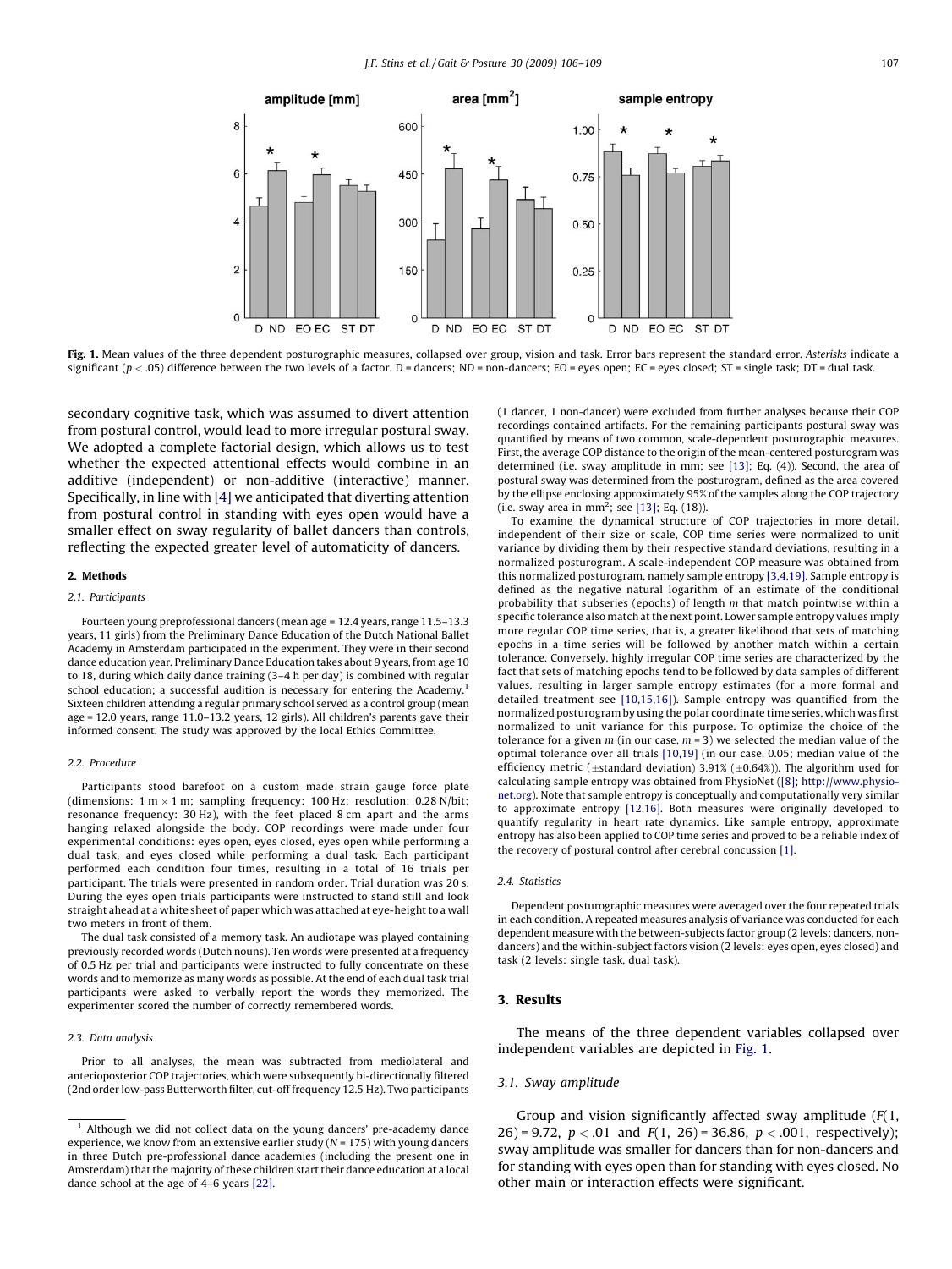Fig. 1. Mean values of the three dependent posturographic measures, collapsed over group, vision and task. Error bars represent the standard error. *Asterisks* indicate a significant ($p < .05$) difference between the two levels of a factor. D = dancers; ND = non-dancers; EO = eyes open; EC = eyes closed; ST = single task; DT = dual task.

secondary cognitive task, which was assumed to divert attention from postural control, would lead to more irregular postural sway. We adopted a complete factorial design, which allows us to test whether the expected attentional effects would combine in an additive (independent) or non-additive (interactive) manner. Specifically, in line with [4] we anticipated that diverting attention from postural control in standing with eyes open would have a smaller effect on sway regularity of ballet dancers than controls, reflecting the expected greater level of automaticity of dancers.

## 2. Methods

### 2.1. Participants

Fourteen young preprofessional dancers (mean age = 12.4 years, range 11.5–13.3 years, 11 girls) from the Preliminary Dance Education of the Dutch National Ballet Academy in Amsterdam participated in the experiment. They were in their second dance education year. Preliminary Dance Education takes about 9 years, from age 10 to 18, during which daily dance training (3–4 h per day) is combined with regular school education; a successful audition is necessary for entering the Academy.[1] Sixteen children attending a regular primary school served as a control group (mean age = 12.0 years, range 11.0–13.2 years, 12 girls). All children's parents gave their informed consent. The study was approved by the local Ethics Committee.

### 2.2. Procedure

Participants stood barefoot on a custom made strain gauge force plate (dimensions: 1 m × 1 m; sampling frequency: 100 Hz; resolution: 0.28 N/bit; resonance frequency: 30 Hz), with the feet placed 8 cm apart and the arms hanging relaxed alongside the body. COP recordings were made under four experimental conditions: eyes open, eyes closed, eyes open while performing a dual task, and eyes closed while performing a dual task. Each participant performed each condition four times, resulting in a total of 16 trials per participant. The trials were presented in random order. Trial duration was 20 s. During the eyes open trials participants were instructed to stand still and look straight ahead at a white sheet of paper which was attached at eye-height to a wall two meters in front of them.

The dual task consisted of a memory task. An audiotape was played containing previously recorded words (Dutch nouns). Ten words were presented at a frequency of 0.5 Hz per trial and participants were instructed to fully concentrate on these words and to memorize as many words as possible. At the end of each dual task trial participants were asked to verbally report the words they memorized. The experimenter scored the number of correctly remembered words.

### 2.3. Data analysis

Prior to all analyses, the mean was subtracted from mediolateral and anterioposterior COP trajectories, which were subsequently bi-directionally filtered (2nd order low-pass Butterworth filter, cut-off frequency 12.5 Hz). Two participants (1 dancer, 1 non-dancer) were excluded from further analyses because their COP recordings contained artifacts. For the remaining participants postural sway was quantified by means of two common, scale-dependent posturographic measures. First, the average COP distance to the origin of the mean-centered posturogram was determined (i.e. sway amplitude in mm; see [13]; Eq. (4)). Second, the area of postural sway was determined from the posturogram, defined as the area covered by the ellipse enclosing approximately 95% of the samples along the COP trajectory (i.e. sway area in mm$^2$; see [13]; Eq. (18)).

To examine the dynamical structure of COP trajectories in more detail, independent of their size or scale, COP time series were normalized to unit variance by dividing them by their respective standard deviations, resulting in a normalized posturogram. A scale-independent COP measure was obtained from this normalized posturogram, namely sample entropy [3,4,19]. Sample entropy is defined as the negative natural logarithm of an estimate of the conditional probability that subseries (epochs) of length $m$ that match pointwise within a specific tolerance also match at the next point. Lower sample entropy values imply more regular COP time series, that is, a greater likelihood that sets of matching epochs in a time series will be followed by another match within a certain tolerance. Conversely, highly irregular COP time series are characterized by the fact that sets of matching epochs tend to be followed by data samples of different values, resulting in larger sample entropy estimates (for a more formal and detailed treatment see [10,15,16]). Sample entropy was quantified from the normalized posturogram by using the polar coordinate time series, which was first normalized to unit variance for this purpose. To optimize the choice of the tolerance for a given $m$ (in our case, $m = 3$) we selected the median value of the optimal tolerance over all trials [10,19] (in our case, 0.05; median value of the efficiency metric (±standard deviation) 3.91% (±0.64%)). The algorithm used for calculating sample entropy was obtained from PhysioNet ([8]; http://www.physionet.org). Note that sample entropy is conceptually and computationally very similar to approximate entropy [12,16]. Both measures were originally developed to quantify regularity in heart rate dynamics. Like sample entropy, approximate entropy has also been applied to COP time series and proved to be a reliable index of the recovery of postural control after cerebral concussion [1].

### 2.4. Statistics

Dependent posturographic measures were averaged over the four repeated trials in each condition. A repeated measures analysis of variance was conducted for each dependent measure with the between-subjects factor group (2 levels: dancers, non-dancers) and the within-subject factors vision (2 levels: eyes open, eyes closed) and task (2 levels: single task, dual task).

## 3. Results

The means of the three dependent variables collapsed over independent variables are depicted in Fig. 1.

### 3.1. Sway amplitude

Group and vision significantly affected sway amplitude ($F(1, 26) = 9.72$, $p < .01$ and $F(1, 26) = 36.86$, $p < .001$, respectively); sway amplitude was smaller for dancers than for non-dancers and for standing with eyes open than for standing with eyes closed. No other main or interaction effects were significant.

[1] Although we did not collect data on the young dancers' pre-academy dance experience, we know from an extensive earlier study ($N = 175$) with young dancers in three Dutch pre-professional dance academies (including the present one in Amsterdam) that the majority of these children start their dance education at a local dance school at the age of 4–6 years [22].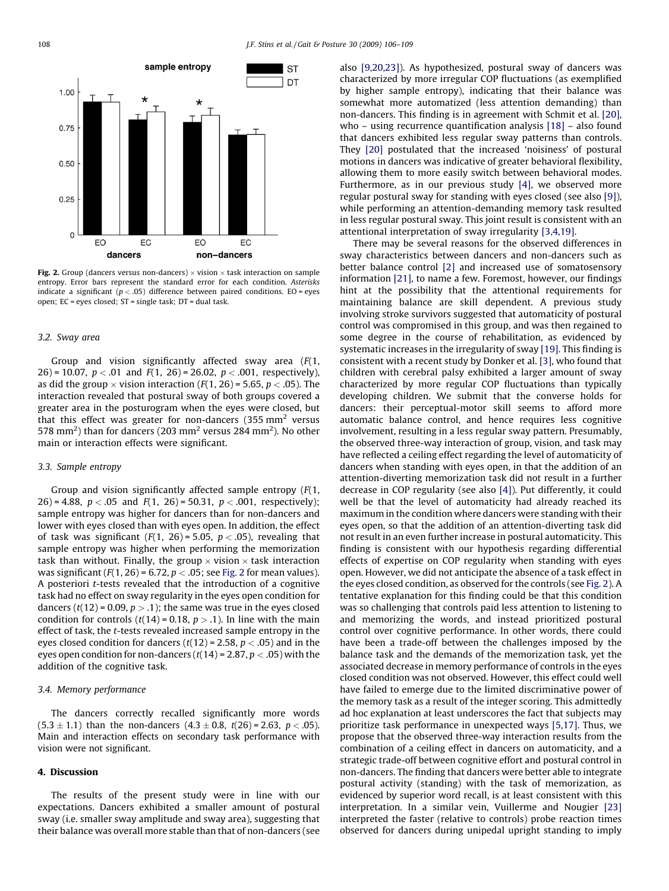Fig. 2. Group (dancers versus non-dancers) × vision × task interaction on sample entropy. Error bars represent the standard error for each condition. *Asterisks* indicate a significant ($p < .05$) difference between paired conditions. EO = eyes open; EC = eyes closed; ST = single task; DT = dual task.

### 3.2. Sway area

Group and vision significantly affected sway area ($F(1, 26) = 10.07$, $p < .01$ and $F(1, 26) = 26.02$, $p < .001$, respectively), as did the group × vision interaction ($F(1, 26) = 5.65$, $p < .05$). The interaction revealed that postural sway of both groups covered a greater area in the posturogram when the eyes were closed, but that this effect was greater for non-dancers (355 $mm^2$ versus 578 $mm^2$) than for dancers (203 $mm^2$ versus 284 $mm^2$). No other main or interaction effects were significant.

### 3.3. Sample entropy

Group and vision significantly affected sample entropy ($F(1, 26) = 4.88$, $p < .05$ and $F(1, 26) = 50.31$, $p < .001$, respectively); sample entropy was higher for dancers than for non-dancers and lower with eyes closed than with eyes open. In addition, the effect of task was significant ($F(1, 26) = 5.05$, $p < .05$), revealing that sample entropy was higher when performing the memorization task than without. Finally, the group × vision × task interaction was significant ($F(1, 26) = 6.72$, $p < .05$; see Fig. 2 for mean values). A posteriori *t*-tests revealed that the introduction of a cognitive task had no effect on sway regularity in the eyes open condition for dancers ($t(12) = 0.09$, $p > .1$); the same was true in the eyes closed condition for controls ($t(14) = 0.18$, $p > .1$). In line with the main effect of task, the *t*-tests revealed increased sample entropy in the eyes closed condition for dancers ($t(12) = 2.58$, $p < .05$) and in the eyes open condition for non-dancers ($t(14) = 2.87$, $p < .05$) with the addition of the cognitive task.

### 3.4. Memory performance

The dancers correctly recalled significantly more words ($5.3 \pm 1.1$) than the non-dancers ($4.3 \pm 0.8$, $t(26) = 2.63$, $p < .05$). Main and interaction effects on secondary task performance with vision were not significant.

## 4. Discussion

The results of the present study were in line with our expectations. Dancers exhibited a smaller amount of postural sway (i.e. smaller sway amplitude and sway area), suggesting that their balance was overall more stable than that of non-dancers (see also [9,20,23]). As hypothesized, postural sway of dancers was characterized by more irregular COP fluctuations (as exemplified by higher sample entropy), indicating that their balance was somewhat more automatized (less attention demanding) than non-dancers. This finding is in agreement with Schmit et al. [20], who – using recurrence quantification analysis [18] – also found that dancers exhibited less regular sway patterns than controls. They [20] postulated that the increased 'noisiness' of postural motions in dancers was indicative of greater behavioral flexibility, allowing them to more easily switch between behavioral modes. Furthermore, as in our previous study [4], we observed more regular postural sway for standing with eyes closed (see also [9]), while performing an attention-demanding memory task resulted in less regular postural sway. This joint result is consistent with an attentional interpretation of sway irregularity [3,4,19].

There may be several reasons for the observed differences in sway characteristics between dancers and non-dancers such as better balance control [2] and increased use of somatosensory information [21], to name a few. Foremost, however, our findings hint at the possibility that the attentional requirements for maintaining balance are skill dependent. A previous study involving stroke survivors suggested that automaticity of postural control was compromised in this group, and was then regained to some degree in the course of rehabilitation, as evidenced by systematic increases in the irregularity of sway [19]. This finding is consistent with a recent study by Donker et al. [3], who found that children with cerebral palsy exhibited a larger amount of sway characterized by more regular COP fluctuations than typically developing children. We submit that the converse holds for dancers: their perceptual-motor skill seems to afford more automatic balance control, and hence requires less cognitive involvement, resulting in a less regular sway pattern. Presumably, the observed three-way interaction of group, vision, and task may have reflected a ceiling effect regarding the level of automaticity of dancers when standing with eyes open, in that the addition of an attention-diverting memorization task did not result in a further decrease in COP regularity (see also [4]). Put differently, it could well be that the level of automaticity had already reached its maximum in the condition where dancers were standing with their eyes open, so that the addition of an attention-diverting task did not result in an even further increase in postural automaticity. This finding is consistent with our hypothesis regarding differential effects of expertise on COP regularity when standing with eyes open. However, we did not anticipate the absence of a task effect in the eyes closed condition, as observed for the controls (see Fig. 2). A tentative explanation for this finding could be that this condition was so challenging that controls paid less attention to listening to and memorizing the words, and instead prioritized postural control over cognitive performance. In other words, there could have been a trade-off between the challenges imposed by the balance task and the demands of the memorization task, yet the associated decrease in memory performance of controls in the eyes closed condition was not observed. However, this effect could well have failed to emerge due to the limited discriminative power of the memory task as a result of the integer scoring. This admittedly ad hoc explanation at least underscores the fact that subjects may prioritize task performance in unexpected ways [5,17]. Thus, we propose that the observed three-way interaction results from the combination of a ceiling effect in dancers on automaticity, and a strategic trade-off between cognitive effort and postural control in non-dancers. The finding that dancers were better able to integrate postural activity (standing) with the task of memorization, as evidenced by superior word recall, is at least consistent with this interpretation. In a similar vein, Vuillerme and Nougier [23] interpreted the faster (relative to controls) probe reaction times observed for dancers during unipedal upright standing to imply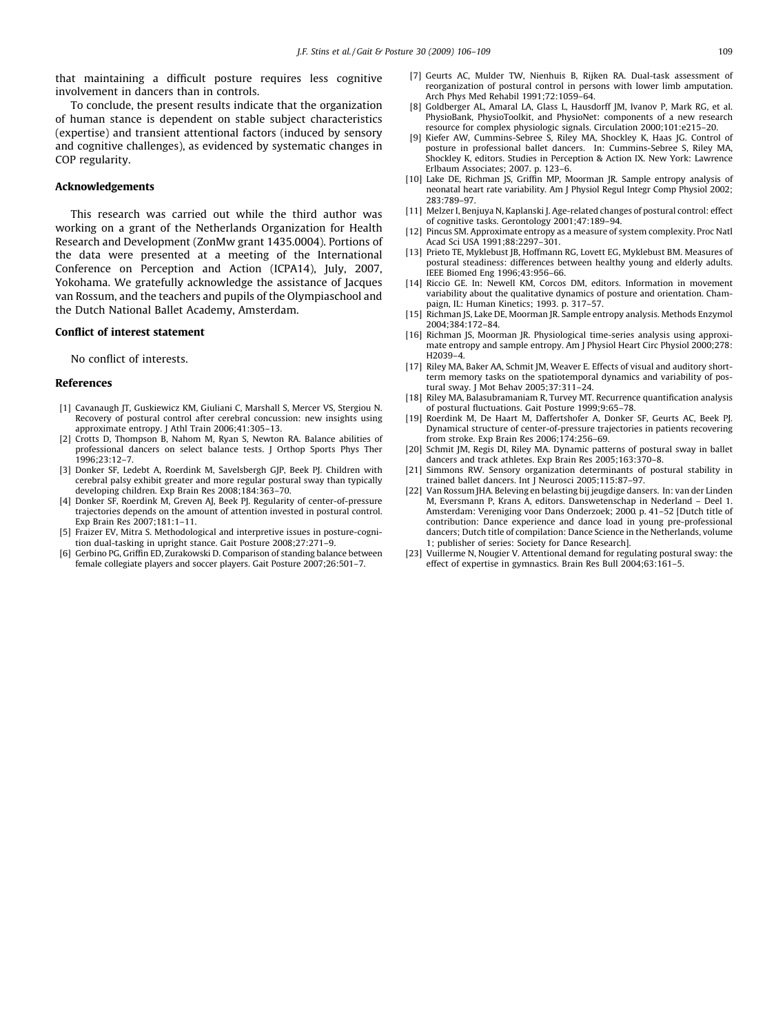that maintaining a difficult posture requires less cognitive involvement in dancers than in controls.

To conclude, the present results indicate that the organization of human stance is dependent on stable subject characteristics (expertise) and transient attentional factors (induced by sensory and cognitive challenges), as evidenced by systematic changes in COP regularity.

## Acknowledgements

This research was carried out while the third author was working on a grant of the Netherlands Organization for Health Research and Development (ZonMw grant 1435.0004). Portions of the data were presented at a meeting of the International Conference on Perception and Action (ICPA14), July, 2007, Yokohama. We gratefully acknowledge the assistance of Jacques van Rossum, and the teachers and pupils of the Olympiaschool and the Dutch National Ballet Academy, Amsterdam.

## Conflict of interest statement

No conflict of interests.

## References

[1] Cavanaugh JT, Guskiewicz KM, Giuliani C, Marshall S, Mercer VS, Stergiou N. Recovery of postural control after cerebral concussion: new insights using approximate entropy. J Athl Train 2006;41:305–13.

[2] Crotts D, Thompson B, Nahom M, Ryan S, Newton RA. Balance abilities of professional dancers on select balance tests. J Orthop Sports Phys Ther 1996;23:12–7.

[3] Donker SF, Ledebt A, Roerdink M, Savelsbergh GJP, Beek PJ. Children with cerebral palsy exhibit greater and more regular postural sway than typically developing children. Exp Brain Res 2008;184:363–70.

[4] Donker SF, Roerdink M, Greven AJ, Beek PJ. Regularity of center-of-pressure trajectories depends on the amount of attention invested in postural control. Exp Brain Res 2007;181:1–11.

[5] Fraizer EV, Mitra S. Methodological and interpretive issues in posture-cognition dual-tasking in upright stance. Gait Posture 2008;27:271–9.

[6] Gerbino PG, Griffin ED, Zurakowski D. Comparison of standing balance between female collegiate players and soccer players. Gait Posture 2007;26:501–7.

[7] Geurts AC, Mulder TW, Nienhuis B, Rijken RA. Dual-task assessment of reorganization of postural control in persons with lower limb amputation. Arch Phys Med Rehabil 1991;72:1059–64.

[8] Goldberger AL, Amaral LA, Glass L, Hausdorff JM, Ivanov P, Mark RG, et al. PhysioBank, PhysioToolkit, and PhysioNet: components of a new research resource for complex physiologic signals. Circulation 2000;101:e215–20.

[9] Kiefer AW, Cummins-Sebree S, Riley MA, Shockley K, Haas JG. Control of posture in professional ballet dancers. In: Cummins-Sebree S, Riley MA, Shockley K, editors. Studies in Perception & Action IX. New York: Lawrence Erlbaum Associates; 2007. p. 123–6.

[10] Lake DE, Richman JS, Griffin MP, Moorman JR. Sample entropy analysis of neonatal heart rate variability. Am J Physiol Regul Integr Comp Physiol 2002; 283:789–97.

[11] Melzer I, Benjuya N, Kaplanski J. Age-related changes of postural control: effect of cognitive tasks. Gerontology 2001;47:189–94.

[12] Pincus SM. Approximate entropy as a measure of system complexity. Proc Natl Acad Sci USA 1991;88:2297–301.

[13] Prieto TE, Myklebust JB, Hoffmann RG, Lovett EG, Myklebust BM. Measures of postural steadiness: differences between healthy young and elderly adults. IEEE Biomed Eng 1996;43:956–66.

[14] Riccio GE. In: Newell KM, Corcos DM, editors. Information in movement variability about the qualitative dynamics of posture and orientation. Champaign, IL: Human Kinetics; 1993. p. 317–57.

[15] Richman JS, Lake DE, Moorman JR. Sample entropy analysis. Methods Enzymol 2004;384:172–84.

[16] Richman JS, Moorman JR. Physiological time-series analysis using approximate entropy and sample entropy. Am J Physiol Heart Circ Physiol 2000;278: H2039–4.

[17] Riley MA, Baker AA, Schmit JM, Weaver E. Effects of visual and auditory short-term memory tasks on the spatiotemporal dynamics and variability of postural sway. J Mot Behav 2005;37:311–24.

[18] Riley MA, Balasubramaniam R, Turvey MT. Recurrence quantification analysis of postural fluctuations. Gait Posture 1999;9:65–78.

[19] Roerdink M, De Haart M, Daffertshofer A, Donker SF, Geurts AC, Beek PJ. Dynamical structure of center-of-pressure trajectories in patients recovering from stroke. Exp Brain Res 2006;174:256–69.

[20] Schmit JM, Regis DI, Riley MA. Dynamic patterns of postural sway in ballet dancers and track athletes. Exp Brain Res 2005;163:370–8.

[21] Simmons RW. Sensory organization determinants of postural stability in trained ballet dancers. Int J Neurosci 2005;115:87–97.

[22] Van Rossum JHA. Beleving en belasting bij jeugdige dansers. In: van der Linden M, Eversmann P, Krans A, editors. Danswetenschap in Nederland – Deel 1. Amsterdam: Vereniging voor Dans Onderzoek; 2000. p. 41–52 [Dutch title of contribution: Dance experience and dance load in young pre-professional dancers; Dutch title of compilation: Dance Science in the Netherlands, volume 1; publisher of series: Society for Dance Research].

[23] Vuillerme N, Nougier V. Attentional demand for regulating postural sway: the effect of expertise in gymnastics. Brain Res Bull 2004;63:161–5.